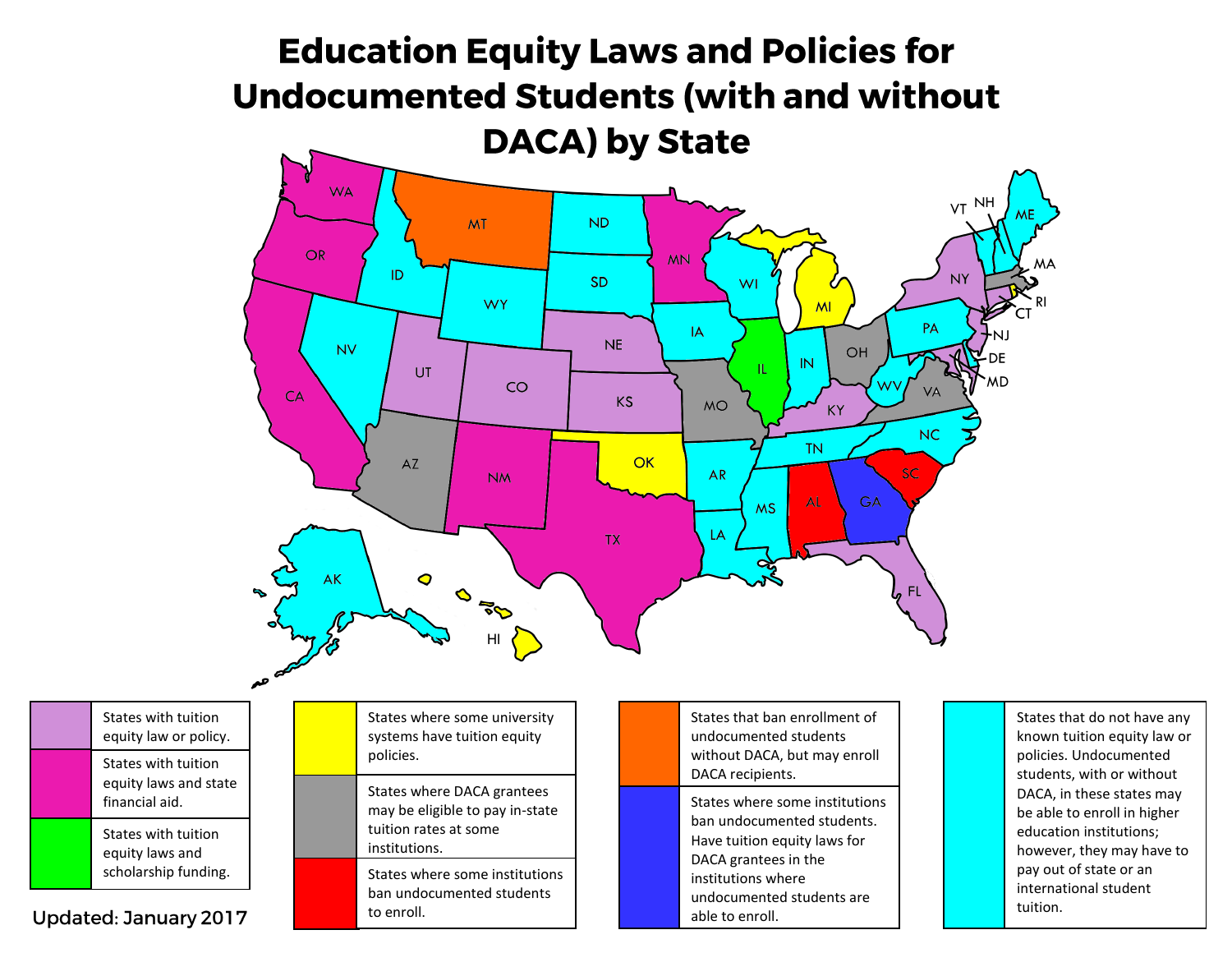# Education Equity Laws and Policies for Undocumented Students (with and without DACA) by State

- States with tuition equity law or policy.
- States with tuition equity laws and state financial aid.
- States with tuition equity laws and scholarship funding.
- States where some university systems have tuition equity policies.
- States where DACA grantees may be eligible to pay in-state tuition rates at some institutions.
- States where some institutions ban undocumented students to enroll.
- States that ban enrollment of undocumented students without DACA, but may enroll DACA recipients.
- States where some institutions ban undocumented students. Have tuition equity laws for DACA grantees in the institutions where undocumented students are able to enroll.
- States that do not have any known tuition equity law or policies. Undocumented students, with or without DACA, in these states may be able to enroll in higher education institutions; however, they may have to pay out of state or an international student tuition.

Updated: January 2017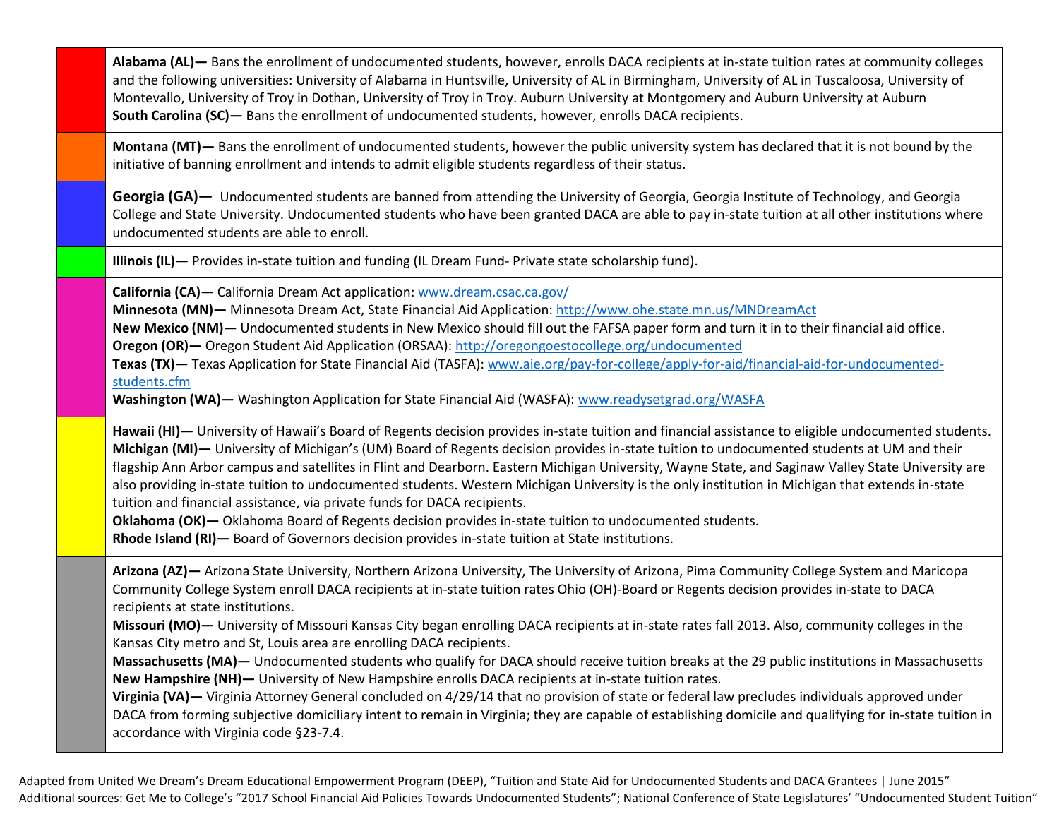| | |
|---|---|
| | **Alabama (AL)—** Bans the enrollment of undocumented students, however, enrolls DACA recipients at in-state tuition rates at community colleges and the following universities: University of Alabama in Huntsville, University of AL in Birmingham, University of AL in Tuscaloosa, University of Montevallo, University of Troy in Dothan, University of Troy in Troy. Auburn University at Montgomery and Auburn University at Auburn<br>**South Carolina (SC)—** Bans the enrollment of undocumented students, however, enrolls DACA recipients. |
| | **Montana (MT)—** Bans the enrollment of undocumented students, however the public university system has declared that it is not bound by the initiative of banning enrollment and intends to admit eligible students regardless of their status. |
| | **Georgia (GA)—** Undocumented students are banned from attending the University of Georgia, Georgia Institute of Technology, and Georgia College and State University. Undocumented students who have been granted DACA are able to pay in-state tuition at all other institutions where undocumented students are able to enroll. |
| | **Illinois (IL)—** Provides in-state tuition and funding (IL Dream Fund- Private state scholarship fund). |
| | **California (CA)—** California Dream Act application: www.dream.csac.ca.gov/<br>**Minnesota (MN)—** Minnesota Dream Act, State Financial Aid Application: http://www.ohe.state.mn.us/MNDreamAct<br>**New Mexico (NM)—** Undocumented students in New Mexico should fill out the FAFSA paper form and turn it in to their financial aid office.<br>**Oregon (OR)—** Oregon Student Aid Application (ORSAA): http://oregongoestocollege.org/undocumented<br>**Texas (TX)—** Texas Application for State Financial Aid (TASFA): www.aie.org/pay-for-college/apply-for-aid/financial-aid-for-undocumented-students.cfm<br>**Washington (WA)—** Washington Application for State Financial Aid (WASFA): www.readysetgrad.org/WASFA |
| | **Hawaii (HI)—** University of Hawaii's Board of Regents decision provides in-state tuition and financial assistance to eligible undocumented students.<br>**Michigan (MI)—** University of Michigan's (UM) Board of Regents decision provides in-state tuition to undocumented students at UM and their flagship Ann Arbor campus and satellites in Flint and Dearborn. Eastern Michigan University, Wayne State, and Saginaw Valley State University are also providing in-state tuition to undocumented students. Western Michigan University is the only institution in Michigan that extends in-state tuition and financial assistance, via private funds for DACA recipients.<br>**Oklahoma (OK)—** Oklahoma Board of Regents decision provides in-state tuition to undocumented students.<br>**Rhode Island (RI)—** Board of Governors decision provides in-state tuition at State institutions. |
| | **Arizona (AZ)—** Arizona State University, Northern Arizona University, The University of Arizona, Pima Community College System and Maricopa Community College System enroll DACA recipients at in-state tuition rates Ohio (OH)-Board or Regents decision provides in-state to DACA recipients at state institutions.<br>**Missouri (MO)—** University of Missouri Kansas City began enrolling DACA recipients at in-state rates fall 2013. Also, community colleges in the Kansas City metro and St, Louis area are enrolling DACA recipients.<br>**Massachusetts (MA)—** Undocumented students who qualify for DACA should receive tuition breaks at the 29 public institutions in Massachusetts<br>**New Hampshire (NH)—** University of New Hampshire enrolls DACA recipients at in-state tuition rates.<br>**Virginia (VA)—** Virginia Attorney General concluded on 4/29/14 that no provision of state or federal law precludes individuals approved under DACA from forming subjective domiciliary intent to remain in Virginia; they are capable of establishing domicile and qualifying for in-state tuition in accordance with Virginia code §23-7.4. |

Adapted from United We Dream's Dream Educational Empowerment Program (DEEP), "Tuition and State Aid for Undocumented Students and DACA Grantees | June 2015"
Additional sources: Get Me to College's "2017 School Financial Aid Policies Towards Undocumented Students"; National Conference of State Legislatures' "Undocumented Student Tuition"